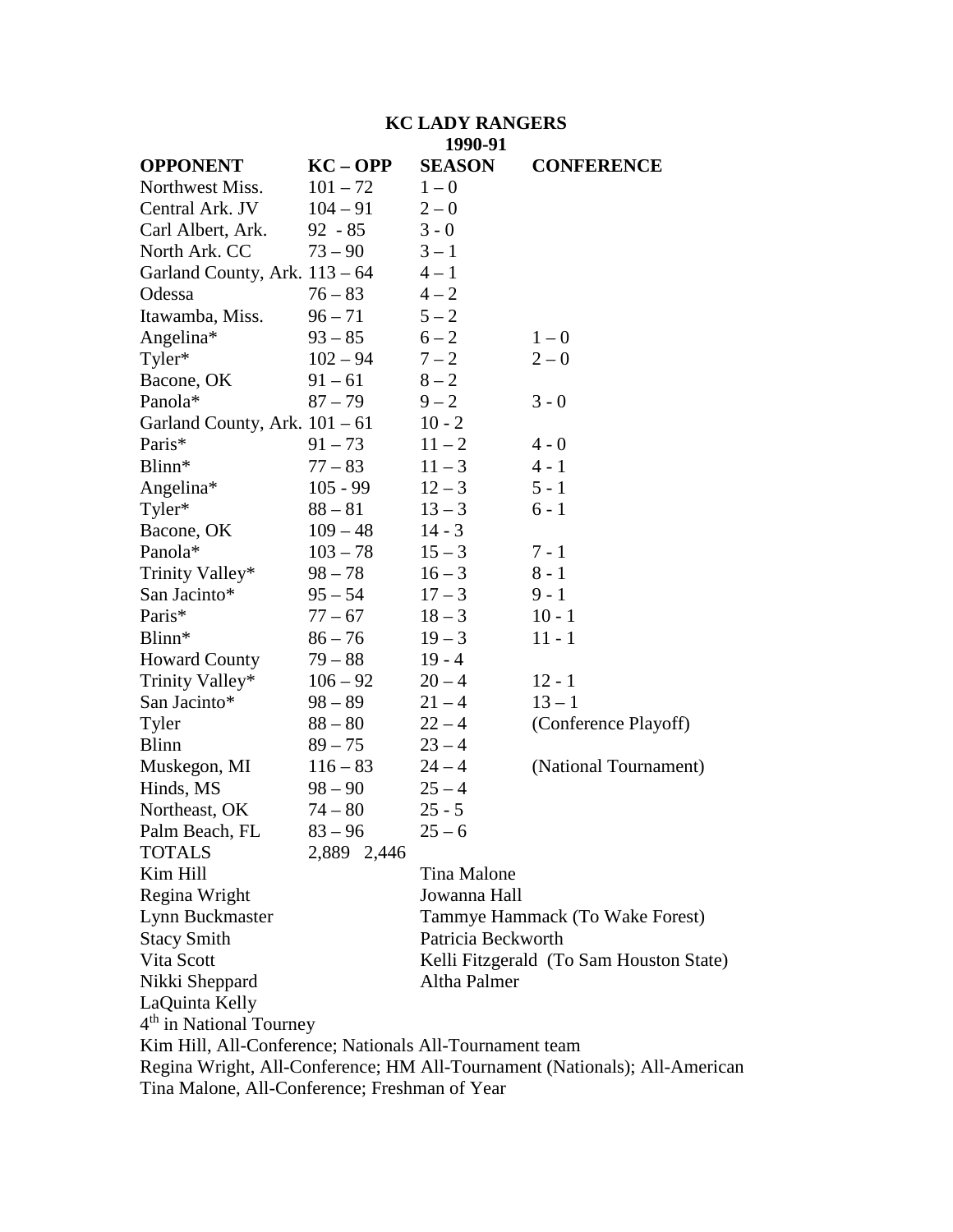**KC LADY RANGERS**
**1990-91**

| OPPONENT | KC – OPP | SEASON | CONFERENCE |
|---|---|---|---|
| Northwest Miss. | 101 – 72 | 1 – 0 | |
| Central Ark. JV | 104 – 91 | 2 – 0 | |
| Carl Albert, Ark. | 92 - 85 | 3 - 0 | |
| North Ark. CC | 73 – 90 | 3 – 1 | |
| Garland County, Ark. | 113 – 64 | 4 – 1 | |
| Odessa | 76 – 83 | 4 – 2 | |
| Itawamba, Miss. | 96 – 71 | 5 – 2 | |
| Angelina* | 93 – 85 | 6 – 2 | 1 – 0 |
| Tyler* | 102 – 94 | 7 – 2 | 2 – 0 |
| Bacone, OK | 91 – 61 | 8 – 2 | |
| Panola* | 87 – 79 | 9 – 2 | 3 - 0 |
| Garland County, Ark. | 101 – 61 | 10 - 2 | |
| Paris* | 91 – 73 | 11 – 2 | 4 - 0 |
| Blinn* | 77 – 83 | 11 – 3 | 4 - 1 |
| Angelina* | 105 - 99 | 12 – 3 | 5 - 1 |
| Tyler* | 88 – 81 | 13 – 3 | 6 - 1 |
| Bacone, OK | 109 – 48 | 14 - 3 | |
| Panola* | 103 – 78 | 15 – 3 | 7 - 1 |
| Trinity Valley* | 98 – 78 | 16 – 3 | 8 - 1 |
| San Jacinto* | 95 – 54 | 17 – 3 | 9 - 1 |
| Paris* | 77 – 67 | 18 – 3 | 10 - 1 |
| Blinn* | 86 – 76 | 19 – 3 | 11 - 1 |
| Howard County | 79 – 88 | 19 - 4 | |
| Trinity Valley* | 106 – 92 | 20 – 4 | 12 - 1 |
| San Jacinto* | 98 – 89 | 21 – 4 | 13 – 1 |
| Tyler | 88 – 80 | 22 – 4 | (Conference Playoff) |
| Blinn | 89 – 75 | 23 – 4 | |
| Muskegon, MI | 116 – 83 | 24 – 4 | (National Tournament) |
| Hinds, MS | 98 – 90 | 25 – 4 | |
| Northeast, OK | 74 – 80 | 25 - 5 | |
| Palm Beach, FL | 83 – 96 | 25 – 6 | |
| TOTALS | 2,889 2,446 | | |

| | |
|---|---|
| Kim Hill | Tina Malone |
| Regina Wright | Jowanna Hall |
| Lynn Buckmaster | Tammye Hammack (To Wake Forest) |
| Stacy Smith | Patricia Beckworth |
| Vita Scott | Kelli Fitzgerald (To Sam Houston State) |
| Nikki Sheppard | Altha Palmer |
| LaQuinta Kelly | |

4th in National Tourney
Kim Hill, All-Conference; Nationals All-Tournament team
Regina Wright, All-Conference; HM All-Tournament (Nationals); All-American
Tina Malone, All-Conference; Freshman of Year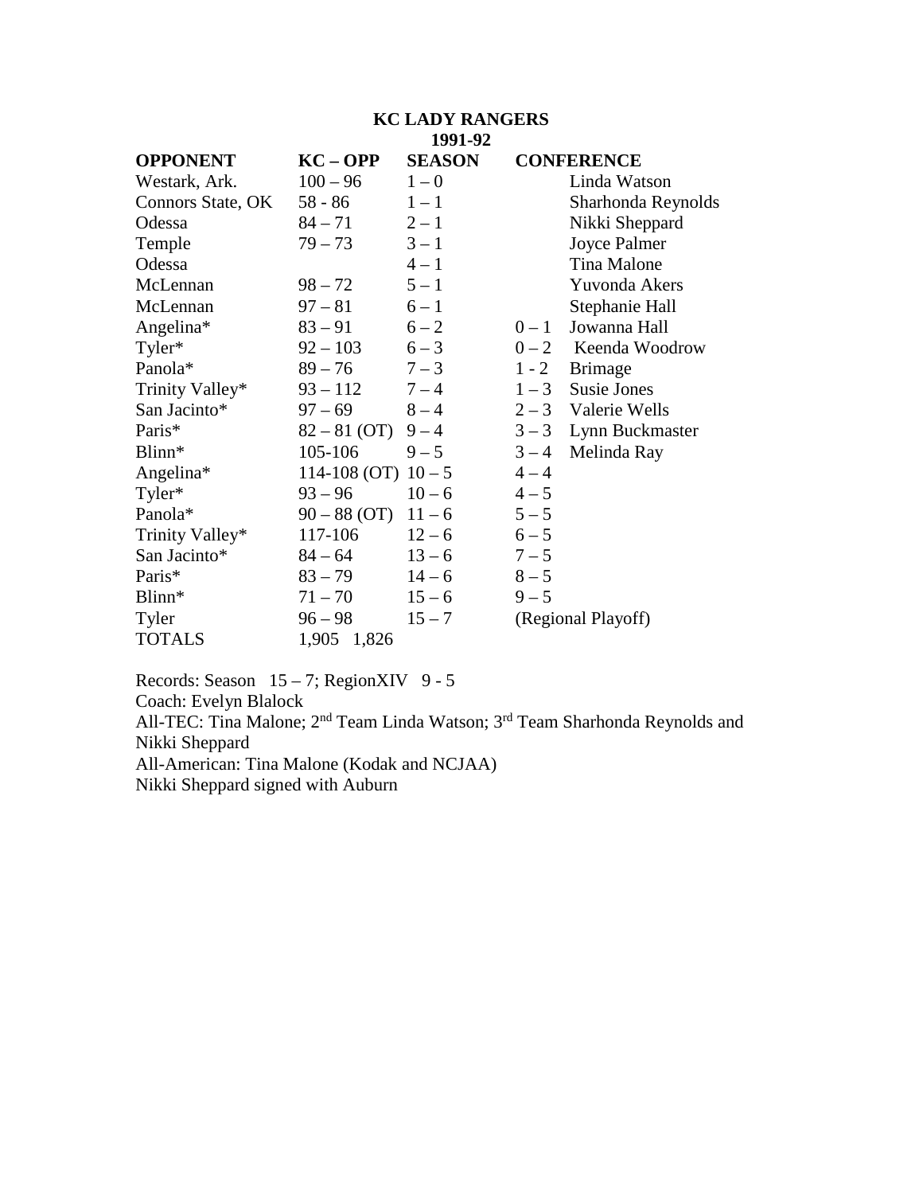**KC LADY RANGERS**
**1991-92**

| OPPONENT | KC – OPP | SEASON | CONFERENCE | |
|---|---|---|---|---|
| Westark, Ark. | 100 – 96 | 1 – 0 | | Linda Watson |
| Connors State, OK | 58 - 86 | 1 – 1 | | Sharhonda Reynolds |
| Odessa | 84 – 71 | 2 – 1 | | Nikki Sheppard |
| Temple | 79 – 73 | 3 – 1 | | Joyce Palmer |
| Odessa | | 4 – 1 | | Tina Malone |
| McLennan | 98 – 72 | 5 – 1 | | Yuvonda Akers |
| McLennan | 97 – 81 | 6 – 1 | | Stephanie Hall |
| Angelina* | 83 – 91 | 6 – 2 | 0 – 1 | Jowanna Hall |
| Tyler* | 92 – 103 | 6 – 3 | 0 – 2 | Keenda Woodrow |
| Panola* | 89 – 76 | 7 – 3 | 1 - 2 | Brimage |
| Trinity Valley* | 93 – 112 | 7 – 4 | 1 – 3 | Susie Jones |
| San Jacinto* | 97 – 69 | 8 – 4 | 2 – 3 | Valerie Wells |
| Paris* | 82 – 81 (OT) | 9 – 4 | 3 – 3 | Lynn Buckmaster |
| Blinn* | 105-106 | 9 – 5 | 3 – 4 | Melinda Ray |
| Angelina* | 114-108 (OT) | 10 – 5 | 4 – 4 | |
| Tyler* | 93 – 96 | 10 – 6 | 4 – 5 | |
| Panola* | 90 – 88 (OT) | 11 – 6 | 5 – 5 | |
| Trinity Valley* | 117-106 | 12 – 6 | 6 – 5 | |
| San Jacinto* | 84 – 64 | 13 – 6 | 7 – 5 | |
| Paris* | 83 – 79 | 14 – 6 | 8 – 5 | |
| Blinn* | 71 – 70 | 15 – 6 | 9 – 5 | |
| Tyler | 96 – 98 | 15 – 7 | (Regional Playoff) | |
| TOTALS | 1,905 1,826 | | | |

Records: Season 15 – 7; RegionXIV 9 - 5
Coach: Evelyn Blalock
All-TEC: Tina Malone; 2nd Team Linda Watson; 3rd Team Sharhonda Reynolds and Nikki Sheppard
All-American: Tina Malone (Kodak and NCJAA)
Nikki Sheppard signed with Auburn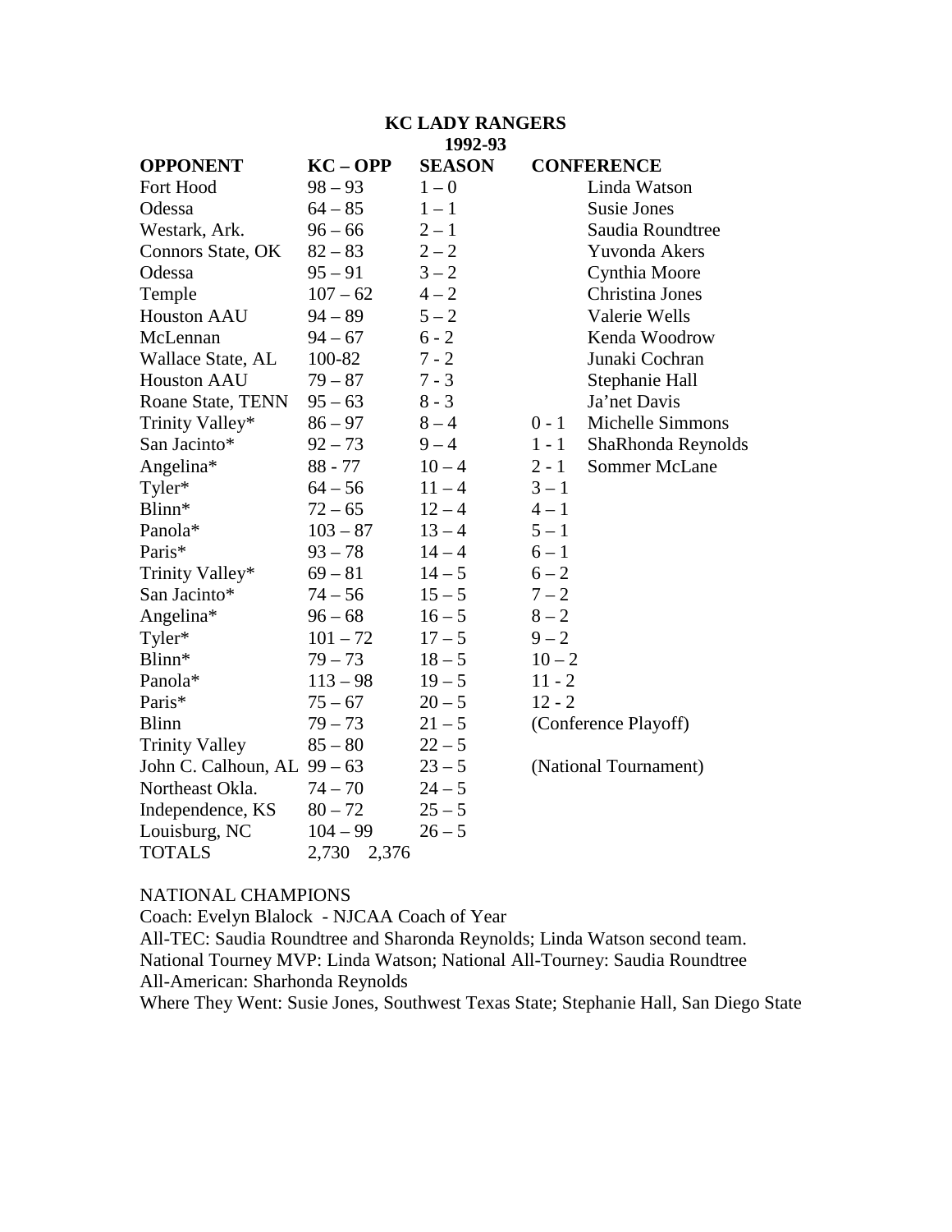# KC LADY RANGERS
## 1992-93

| OPPONENT | KC – OPP | SEASON | CONFERENCE | |
|---|---|---|---|---|
| Fort Hood | 98 – 93 | 1 – 0 | | Linda Watson |
| Odessa | 64 – 85 | 1 – 1 | | Susie Jones |
| Westark, Ark. | 96 – 66 | 2 – 1 | | Saudia Roundtree |
| Connors State, OK | 82 – 83 | 2 – 2 | | Yuvonda Akers |
| Odessa | 95 – 91 | 3 – 2 | | Cynthia Moore |
| Temple | 107 – 62 | 4 – 2 | | Christina Jones |
| Houston AAU | 94 – 89 | 5 – 2 | | Valerie Wells |
| McLennan | 94 – 67 | 6 - 2 | | Kenda Woodrow |
| Wallace State, AL | 100-82 | 7 - 2 | | Junaki Cochran |
| Houston AAU | 79 – 87 | 7 - 3 | | Stephanie Hall |
| Roane State, TENN | 95 – 63 | 8 - 3 | | Ja'net Davis |
| Trinity Valley* | 86 – 97 | 8 – 4 | 0 - 1 | Michelle Simmons |
| San Jacinto* | 92 – 73 | 9 – 4 | 1 - 1 | ShaRhonda Reynolds |
| Angelina* | 88 - 77 | 10 – 4 | 2 - 1 | Sommer McLane |
| Tyler* | 64 – 56 | 11 – 4 | 3 – 1 | |
| Blinn* | 72 – 65 | 12 – 4 | 4 – 1 | |
| Panola* | 103 – 87 | 13 – 4 | 5 – 1 | |
| Paris* | 93 – 78 | 14 – 4 | 6 – 1 | |
| Trinity Valley* | 69 – 81 | 14 – 5 | 6 – 2 | |
| San Jacinto* | 74 – 56 | 15 – 5 | 7 – 2 | |
| Angelina* | 96 – 68 | 16 – 5 | 8 – 2 | |
| Tyler* | 101 – 72 | 17 – 5 | 9 – 2 | |
| Blinn* | 79 – 73 | 18 – 5 | 10 – 2 | |
| Panola* | 113 – 98 | 19 – 5 | 11 - 2 | |
| Paris* | 75 – 67 | 20 – 5 | 12 - 2 | |
| Blinn | 79 – 73 | 21 – 5 | (Conference Playoff) | |
| Trinity Valley | 85 – 80 | 22 – 5 | | |
| John C. Calhoun, AL | 99 – 63 | 23 – 5 | (National Tournament) | |
| Northeast Okla. | 74 – 70 | 24 – 5 | | |
| Independence, KS | 80 – 72 | 25 – 5 | | |
| Louisburg, NC | 104 – 99 | 26 – 5 | | |
| TOTALS | 2,730 2,376 | | | |

NATIONAL CHAMPIONS

Coach: Evelyn Blalock - NJCAA Coach of Year

All-TEC: Saudia Roundtree and Sharonda Reynolds; Linda Watson second team.

National Tourney MVP: Linda Watson; National All-Tourney: Saudia Roundtree

All-American: Sharhonda Reynolds

Where They Went: Susie Jones, Southwest Texas State; Stephanie Hall, San Diego State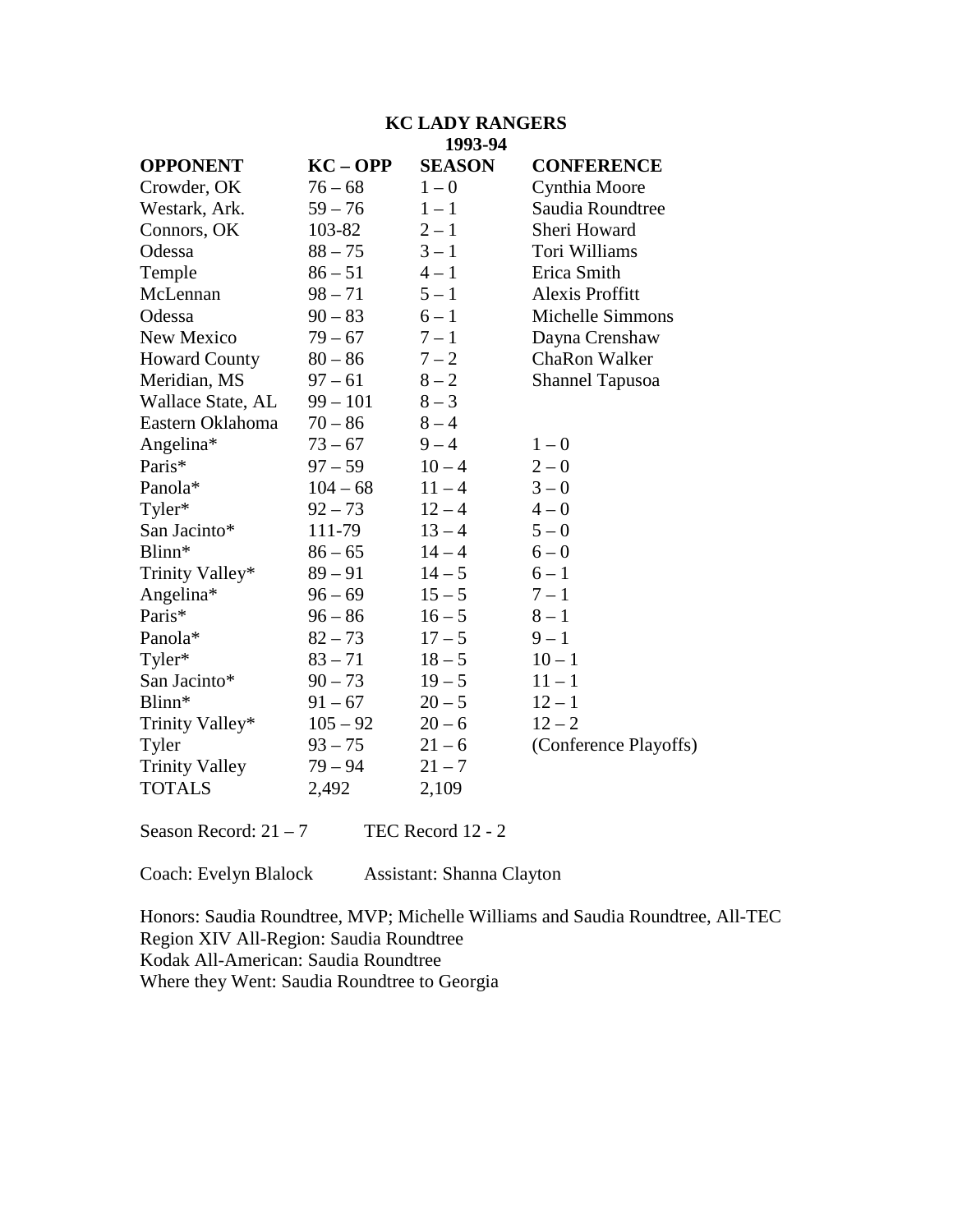**KC LADY RANGERS**
**1993-94**

| OPPONENT | KC – OPP | SEASON | CONFERENCE |
|---|---|---|---|
| Crowder, OK | 76 – 68 | 1 – 0 | Cynthia Moore |
| Westark, Ark. | 59 – 76 | 1 – 1 | Saudia Roundtree |
| Connors, OK | 103-82 | 2 – 1 | Sheri Howard |
| Odessa | 88 – 75 | 3 – 1 | Tori Williams |
| Temple | 86 – 51 | 4 – 1 | Erica Smith |
| McLennan | 98 – 71 | 5 – 1 | Alexis Proffitt |
| Odessa | 90 – 83 | 6 – 1 | Michelle Simmons |
| New Mexico | 79 – 67 | 7 – 1 | Dayna Crenshaw |
| Howard County | 80 – 86 | 7 – 2 | ChaRon Walker |
| Meridian, MS | 97 – 61 | 8 – 2 | Shannel Tapusoa |
| Wallace State, AL | 99 – 101 | 8 – 3 | |
| Eastern Oklahoma | 70 – 86 | 8 – 4 | |
| Angelina* | 73 – 67 | 9 – 4 | 1 – 0 |
| Paris* | 97 – 59 | 10 – 4 | 2 – 0 |
| Panola* | 104 – 68 | 11 – 4 | 3 – 0 |
| Tyler* | 92 – 73 | 12 – 4 | 4 – 0 |
| San Jacinto* | 111-79 | 13 – 4 | 5 – 0 |
| Blinn* | 86 – 65 | 14 – 4 | 6 – 0 |
| Trinity Valley* | 89 – 91 | 14 – 5 | 6 – 1 |
| Angelina* | 96 – 69 | 15 – 5 | 7 – 1 |
| Paris* | 96 – 86 | 16 – 5 | 8 – 1 |
| Panola* | 82 – 73 | 17 – 5 | 9 – 1 |
| Tyler* | 83 – 71 | 18 – 5 | 10 – 1 |
| San Jacinto* | 90 – 73 | 19 – 5 | 11 – 1 |
| Blinn* | 91 – 67 | 20 – 5 | 12 – 1 |
| Trinity Valley* | 105 – 92 | 20 – 6 | 12 – 2 |
| Tyler | 93 – 75 | 21 – 6 | (Conference Playoffs) |
| Trinity Valley | 79 – 94 | 21 – 7 | |
| TOTALS | 2,492 | 2,109 | |

Season Record: 21 – 7 TEC Record 12 - 2

Coach: Evelyn Blalock Assistant: Shanna Clayton

Honors: Saudia Roundtree, MVP; Michelle Williams and Saudia Roundtree, All-TEC
Region XIV All-Region: Saudia Roundtree
Kodak All-American: Saudia Roundtree
Where they Went: Saudia Roundtree to Georgia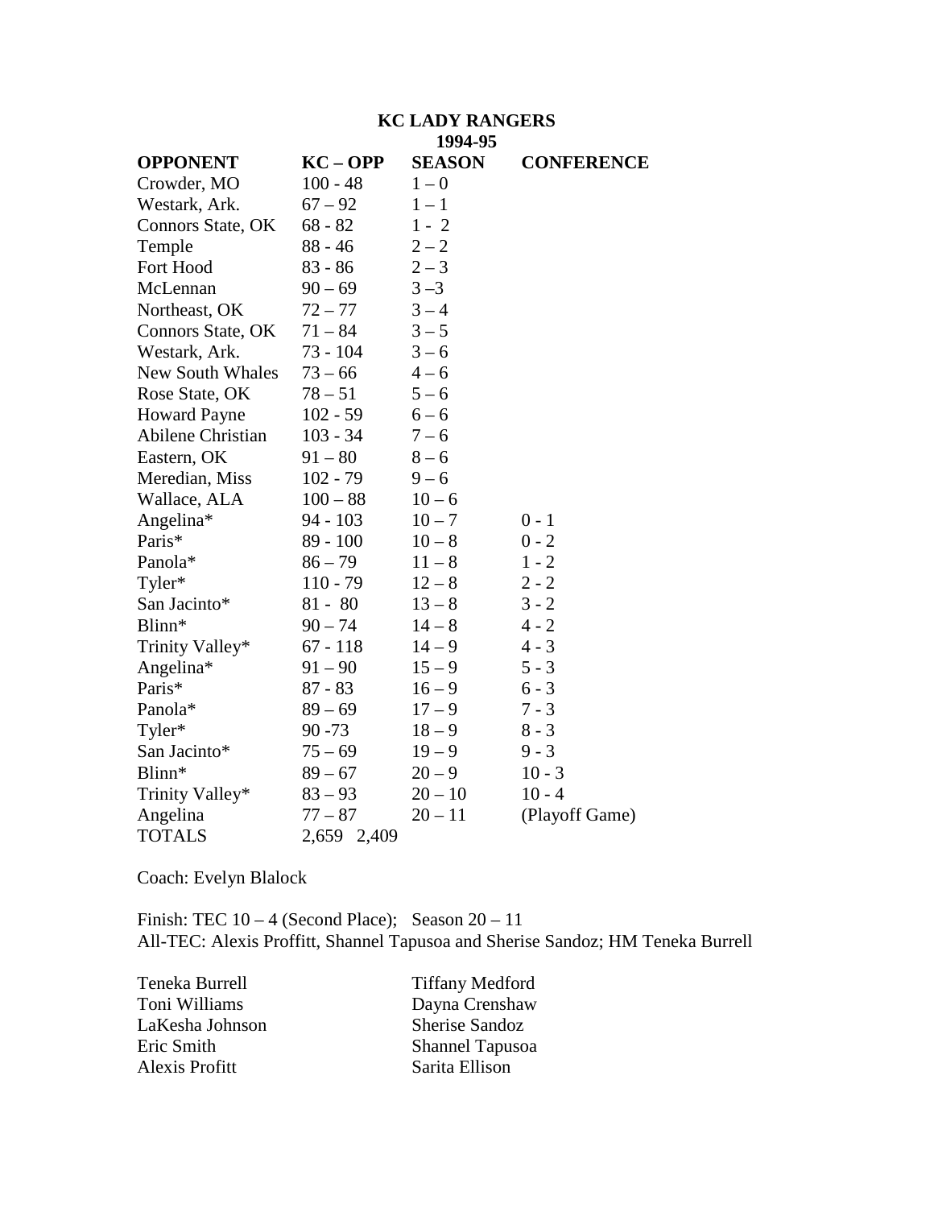# KC LADY RANGERS
## 1994-95

| OPPONENT | KC – OPP | SEASON | CONFERENCE |
|---|---|---|---|
| Crowder, MO | 100 - 48 | 1 – 0 | |
| Westark, Ark. | 67 – 92 | 1 – 1 | |
| Connors State, OK | 68 - 82 | 1 - 2 | |
| Temple | 88 - 46 | 2 – 2 | |
| Fort Hood | 83 - 86 | 2 – 3 | |
| McLennan | 90 – 69 | 3 –3 | |
| Northeast, OK | 72 – 77 | 3 – 4 | |
| Connors State, OK | 71 – 84 | 3 – 5 | |
| Westark, Ark. | 73 - 104 | 3 – 6 | |
| New South Whales | 73 – 66 | 4 – 6 | |
| Rose State, OK | 78 – 51 | 5 – 6 | |
| Howard Payne | 102 - 59 | 6 – 6 | |
| Abilene Christian | 103 - 34 | 7 – 6 | |
| Eastern, OK | 91 – 80 | 8 – 6 | |
| Meredian, Miss | 102 - 79 | 9 – 6 | |
| Wallace, ALA | 100 – 88 | 10 – 6 | |
| Angelina* | 94 - 103 | 10 – 7 | 0 - 1 |
| Paris* | 89 - 100 | 10 – 8 | 0 - 2 |
| Panola* | 86 – 79 | 11 – 8 | 1 - 2 |
| Tyler* | 110 - 79 | 12 – 8 | 2 - 2 |
| San Jacinto* | 81 - 80 | 13 – 8 | 3 - 2 |
| Blinn* | 90 – 74 | 14 – 8 | 4 - 2 |
| Trinity Valley* | 67 - 118 | 14 – 9 | 4 - 3 |
| Angelina* | 91 – 90 | 15 – 9 | 5 - 3 |
| Paris* | 87 - 83 | 16 – 9 | 6 - 3 |
| Panola* | 89 – 69 | 17 – 9 | 7 - 3 |
| Tyler* | 90 -73 | 18 – 9 | 8 - 3 |
| San Jacinto* | 75 – 69 | 19 – 9 | 9 - 3 |
| Blinn* | 89 – 67 | 20 – 9 | 10 - 3 |
| Trinity Valley* | 83 – 93 | 20 – 10 | 10 - 4 |
| Angelina | 77 – 87 | 20 – 11 | (Playoff Game) |
| TOTALS | 2,659 2,409 | | |

Coach: Evelyn Blalock

Finish: TEC 10 – 4 (Second Place); Season 20 – 11
All-TEC: Alexis Proffitt, Shannel Tapusoa and Sherise Sandoz; HM Teneka Burrell

Teneka Burrell
Toni Williams
LaKesha Johnson
Eric Smith
Alexis Profitt
Tiffany Medford
Dayna Crenshaw
Sherise Sandoz
Shannel Tapusoa
Sarita Ellison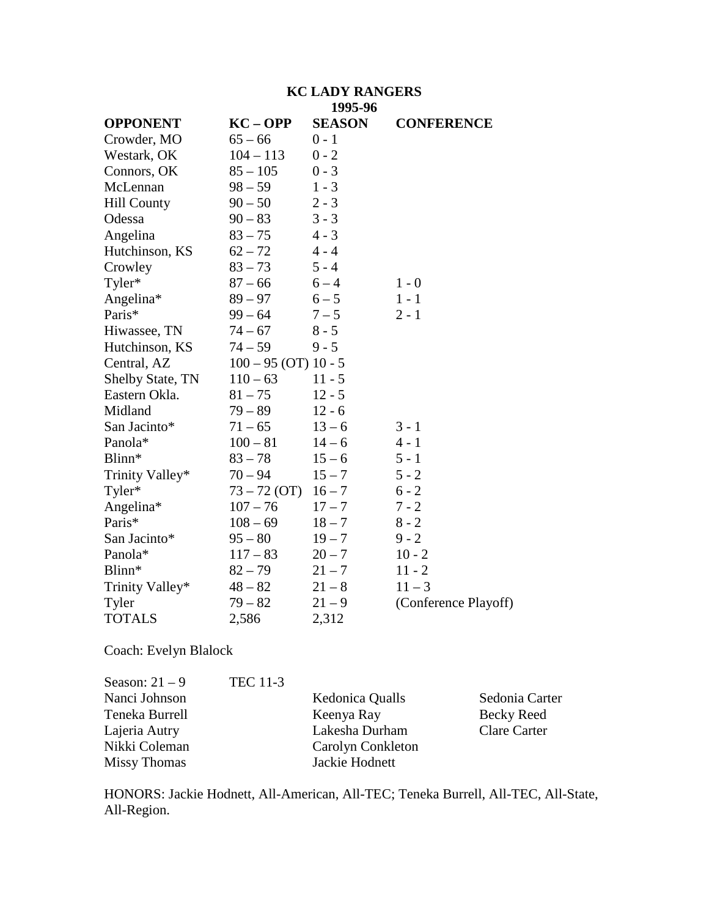**KC LADY RANGERS**
**1995-96**

| OPPONENT | KC – OPP | SEASON | CONFERENCE |
|---|---|---|---|
| Crowder, MO | 65 – 66 | 0 - 1 | |
| Westark, OK | 104 – 113 | 0 - 2 | |
| Connors, OK | 85 – 105 | 0 - 3 | |
| McLennan | 98 – 59 | 1 - 3 | |
| Hill County | 90 – 50 | 2 - 3 | |
| Odessa | 90 – 83 | 3 - 3 | |
| Angelina | 83 – 75 | 4 - 3 | |
| Hutchinson, KS | 62 – 72 | 4 - 4 | |
| Crowley | 83 – 73 | 5 - 4 | |
| Tyler* | 87 – 66 | 6 – 4 | 1 - 0 |
| Angelina* | 89 – 97 | 6 – 5 | 1 - 1 |
| Paris* | 99 – 64 | 7 – 5 | 2 - 1 |
| Hiwassee, TN | 74 – 67 | 8 - 5 | |
| Hutchinson, KS | 74 – 59 | 9 - 5 | |
| Central, AZ | 100 – 95 (OT) | 10 - 5 | |
| Shelby State, TN | 110 – 63 | 11 - 5 | |
| Eastern Okla. | 81 – 75 | 12 - 5 | |
| Midland | 79 – 89 | 12 - 6 | |
| San Jacinto* | 71 – 65 | 13 – 6 | 3 - 1 |
| Panola* | 100 – 81 | 14 – 6 | 4 - 1 |
| Blinn* | 83 – 78 | 15 – 6 | 5 - 1 |
| Trinity Valley* | 70 – 94 | 15 – 7 | 5 - 2 |
| Tyler* | 73 – 72 (OT) | 16 – 7 | 6 - 2 |
| Angelina* | 107 – 76 | 17 – 7 | 7 - 2 |
| Paris* | 108 – 69 | 18 – 7 | 8 - 2 |
| San Jacinto* | 95 – 80 | 19 – 7 | 9 - 2 |
| Panola* | 117 – 83 | 20 – 7 | 10 - 2 |
| Blinn* | 82 – 79 | 21 – 7 | 11 - 2 |
| Trinity Valley* | 48 – 82 | 21 – 8 | 11 – 3 |
| Tyler | 79 – 82 | 21 – 9 | (Conference Playoff) |
| TOTALS | 2,586 | 2,312 | |

Coach: Evelyn Blalock

Season: 21 – 9 TEC 11-3

| | | |
|---|---|---|
| Nanci Johnson | Kedonica Qualls | Sedonia Carter |
| Teneka Burrell | Keenya Ray | Becky Reed |
| Lajeria Autry | Lakesha Durham | Clare Carter |
| Nikki Coleman | Carolyn Conkleton | |
| Missy Thomas | Jackie Hodnett | |

HONORS: Jackie Hodnett, All-American, All-TEC; Teneka Burrell, All-TEC, All-State, All-Region.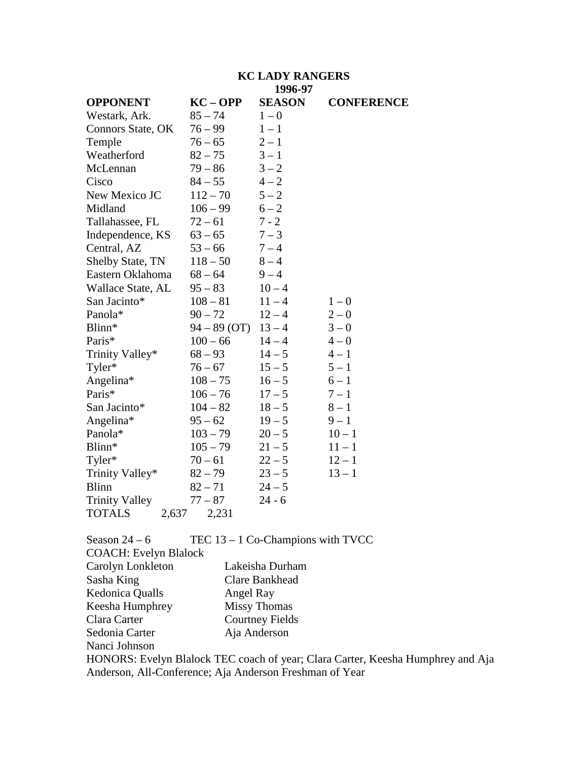# KC LADY RANGERS

## 1996-97

| OPPONENT | KC – OPP | SEASON | CONFERENCE |
|---|---|---|---|
| Westark, Ark. | 85 – 74 | 1 – 0 | |
| Connors State, OK | 76 – 99 | 1 – 1 | |
| Temple | 76 – 65 | 2 – 1 | |
| Weatherford | 82 – 75 | 3 – 1 | |
| McLennan | 79 – 86 | 3 – 2 | |
| Cisco | 84 – 55 | 4 – 2 | |
| New Mexico JC | 112 – 70 | 5 – 2 | |
| Midland | 106 – 99 | 6 – 2 | |
| Tallahassee, FL | 72 – 61 | 7 - 2 | |
| Independence, KS | 63 – 65 | 7 – 3 | |
| Central, AZ | 53 – 66 | 7 – 4 | |
| Shelby State, TN | 118 – 50 | 8 – 4 | |
| Eastern Oklahoma | 68 – 64 | 9 – 4 | |
| Wallace State, AL | 95 – 83 | 10 – 4 | |
| San Jacinto* | 108 – 81 | 11 – 4 | 1 – 0 |
| Panola* | 90 – 72 | 12 – 4 | 2 – 0 |
| Blinn* | 94 – 89 (OT) | 13 – 4 | 3 – 0 |
| Paris* | 100 – 66 | 14 – 4 | 4 – 0 |
| Trinity Valley* | 68 – 93 | 14 – 5 | 4 – 1 |
| Tyler* | 76 – 67 | 15 – 5 | 5 – 1 |
| Angelina* | 108 – 75 | 16 – 5 | 6 – 1 |
| Paris* | 106 – 76 | 17 – 5 | 7 – 1 |
| San Jacinto* | 104 – 82 | 18 – 5 | 8 – 1 |
| Angelina* | 95 – 62 | 19 – 5 | 9 – 1 |
| Panola* | 103 – 79 | 20 – 5 | 10 – 1 |
| Blinn* | 105 – 79 | 21 – 5 | 11 – 1 |
| Tyler* | 70 – 61 | 22 – 5 | 12 – 1 |
| Trinity Valley* | 82 – 79 | 23 – 5 | 13 – 1 |
| Blinn | 82 – 71 | 24 – 5 | |
| Trinity Valley | 77 – 87 | 24 - 6 | |
| TOTALS | 2,637 2,231 | | |

Season 24 – 6 TEC 13 – 1 Co-Champions with TVCC

COACH: Evelyn Blalock

| | |
|---|---|
| Carolyn Lonkleton | Lakeisha Durham |
| Sasha King | Clare Bankhead |
| Kedonica Qualls | Angel Ray |
| Keesha Humphrey | Missy Thomas |
| Clara Carter | Courtney Fields |
| Sedonia Carter | Aja Anderson |
| Nanci Johnson | |

HONORS: Evelyn Blalock TEC coach of year; Clara Carter, Keesha Humphrey and Aja Anderson, All-Conference; Aja Anderson Freshman of Year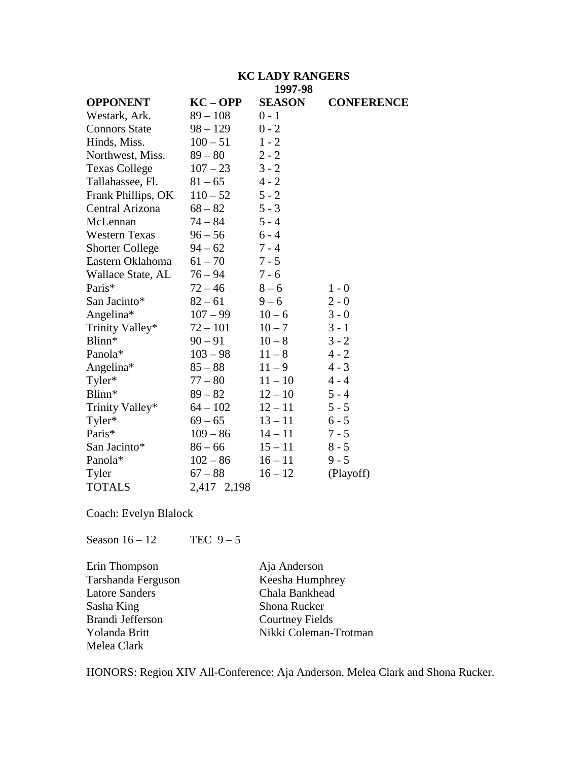# KC LADY RANGERS
## 1997-98

| OPPONENT | KC – OPP | SEASON | CONFERENCE |
|---|---|---|---|
| Westark, Ark. | 89 – 108 | 0 - 1 | |
| Connors State | 98 – 129 | 0 - 2 | |
| Hinds, Miss. | 100 – 51 | 1 - 2 | |
| Northwest, Miss. | 89 – 80 | 2 - 2 | |
| Texas College | 107 – 23 | 3 - 2 | |
| Tallahassee, Fl. | 81 – 65 | 4 - 2 | |
| Frank Phillips, OK | 110 – 52 | 5 - 2 | |
| Central Arizona | 68 – 82 | 5 - 3 | |
| McLennan | 74 – 84 | 5 - 4 | |
| Western Texas | 96 – 56 | 6 - 4 | |
| Shorter College | 94 – 62 | 7 - 4 | |
| Eastern Oklahoma | 61 – 70 | 7 - 5 | |
| Wallace State, AL | 76 – 94 | 7 - 6 | |
| Paris* | 72 – 46 | 8 – 6 | 1 - 0 |
| San Jacinto* | 82 – 61 | 9 – 6 | 2 - 0 |
| Angelina* | 107 – 99 | 10 – 6 | 3 - 0 |
| Trinity Valley* | 72 – 101 | 10 – 7 | 3 - 1 |
| Blinn* | 90 – 91 | 10 – 8 | 3 - 2 |
| Panola* | 103 – 98 | 11 – 8 | 4 - 2 |
| Angelina* | 85 – 88 | 11 – 9 | 4 - 3 |
| Tyler* | 77 – 80 | 11 – 10 | 4 - 4 |
| Blinn* | 89 – 82 | 12 – 10 | 5 - 4 |
| Trinity Valley* | 64 – 102 | 12 – 11 | 5 - 5 |
| Tyler* | 69 – 65 | 13 – 11 | 6 - 5 |
| Paris* | 109 – 86 | 14 – 11 | 7 - 5 |
| San Jacinto* | 86 – 66 | 15 – 11 | 8 - 5 |
| Panola* | 102 – 86 | 16 – 11 | 9 - 5 |
| Tyler | 67 – 88 | 16 – 12 | (Playoff) |
| TOTALS | 2,417 2,198 | | |

Coach: Evelyn Blalock

Season 16 – 12 TEC 9 – 5

Erin Thompson
Tarshanda Ferguson
Latore Sanders
Sasha King
Brandi Jefferson
Yolanda Britt
Melea Clark
Aja Anderson
Keesha Humphrey
Chala Bankhead
Shona Rucker
Courtney Fields
Nikki Coleman-Trotman

HONORS: Region XIV All-Conference: Aja Anderson, Melea Clark and Shona Rucker.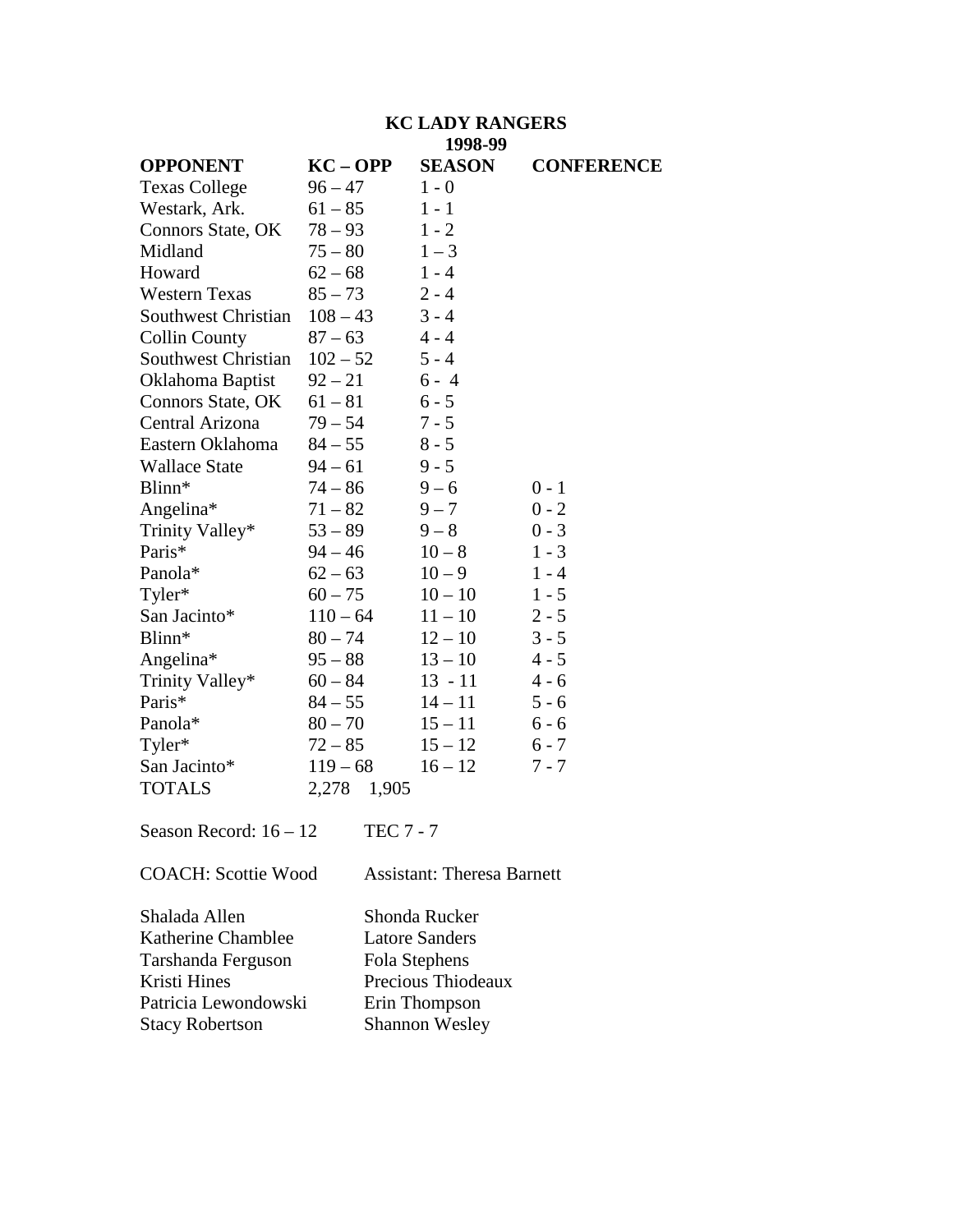# KC LADY RANGERS
## 1998-99

| OPPONENT | KC – OPP | SEASON | CONFERENCE |
|---|---|---|---|
| Texas College | 96 – 47 | 1 - 0 | |
| Westark, Ark. | 61 – 85 | 1 - 1 | |
| Connors State, OK | 78 – 93 | 1 - 2 | |
| Midland | 75 – 80 | 1 – 3 | |
| Howard | 62 – 68 | 1 - 4 | |
| Western Texas | 85 – 73 | 2 - 4 | |
| Southwest Christian | 108 – 43 | 3 - 4 | |
| Collin County | 87 – 63 | 4 - 4 | |
| Southwest Christian | 102 – 52 | 5 - 4 | |
| Oklahoma Baptist | 92 – 21 | 6 - 4 | |
| Connors State, OK | 61 – 81 | 6 - 5 | |
| Central Arizona | 79 – 54 | 7 - 5 | |
| Eastern Oklahoma | 84 – 55 | 8 - 5 | |
| Wallace State | 94 – 61 | 9 - 5 | |
| Blinn* | 74 – 86 | 9 – 6 | 0 - 1 |
| Angelina* | 71 – 82 | 9 – 7 | 0 - 2 |
| Trinity Valley* | 53 – 89 | 9 – 8 | 0 - 3 |
| Paris* | 94 – 46 | 10 – 8 | 1 - 3 |
| Panola* | 62 – 63 | 10 – 9 | 1 - 4 |
| Tyler* | 60 – 75 | 10 – 10 | 1 - 5 |
| San Jacinto* | 110 – 64 | 11 – 10 | 2 - 5 |
| Blinn* | 80 – 74 | 12 – 10 | 3 - 5 |
| Angelina* | 95 – 88 | 13 – 10 | 4 - 5 |
| Trinity Valley* | 60 – 84 | 13 - 11 | 4 - 6 |
| Paris* | 84 – 55 | 14 – 11 | 5 - 6 |
| Panola* | 80 – 70 | 15 – 11 | 6 - 6 |
| Tyler* | 72 – 85 | 15 – 12 | 6 - 7 |
| San Jacinto* | 119 – 68 | 16 – 12 | 7 - 7 |
| TOTALS | 2,278 1,905 | | |

Season Record: 16 – 12 TEC 7 - 7

COACH: Scottie Wood Assistant: Theresa Barnett

| | |
|---|---|
| Shalada Allen | Shonda Rucker |
| Katherine Chamblee | Latore Sanders |
| Tarshanda Ferguson | Fola Stephens |
| Kristi Hines | Precious Thiodeaux |
| Patricia Lewondowski | Erin Thompson |
| Stacy Robertson | Shannon Wesley |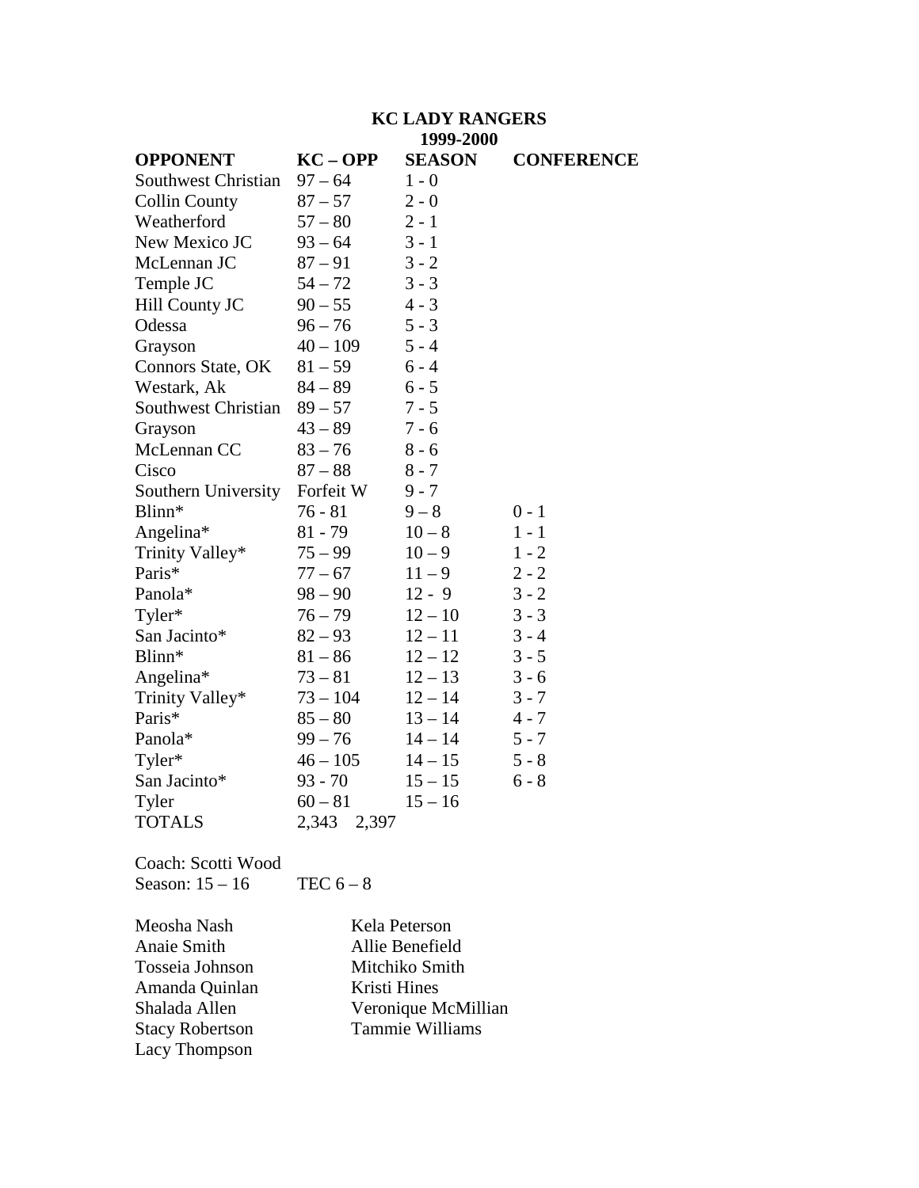**KC LADY RANGERS**
**1999-2000**

| **OPPONENT** | **KC – OPP** | **SEASON** | **CONFERENCE** |
|---|---|---|---|
| Southwest Christian | 97 – 64 | 1 - 0 | |
| Collin County | 87 – 57 | 2 - 0 | |
| Weatherford | 57 – 80 | 2 - 1 | |
| New Mexico JC | 93 – 64 | 3 - 1 | |
| McLennan JC | 87 – 91 | 3 - 2 | |
| Temple JC | 54 – 72 | 3 - 3 | |
| Hill County JC | 90 – 55 | 4 - 3 | |
| Odessa | 96 – 76 | 5 - 3 | |
| Grayson | 40 – 109 | 5 - 4 | |
| Connors State, OK | 81 – 59 | 6 - 4 | |
| Westark, Ak | 84 – 89 | 6 - 5 | |
| Southwest Christian | 89 – 57 | 7 - 5 | |
| Grayson | 43 – 89 | 7 - 6 | |
| McLennan CC | 83 – 76 | 8 - 6 | |
| Cisco | 87 – 88 | 8 - 7 | |
| Southern University | Forfeit W | 9 - 7 | |
| Blinn* | 76 - 81 | 9 – 8 | 0 - 1 |
| Angelina* | 81 - 79 | 10 – 8 | 1 - 1 |
| Trinity Valley* | 75 – 99 | 10 – 9 | 1 - 2 |
| Paris* | 77 – 67 | 11 – 9 | 2 - 2 |
| Panola* | 98 – 90 | 12 - 9 | 3 - 2 |
| Tyler* | 76 – 79 | 12 – 10 | 3 - 3 |
| San Jacinto* | 82 – 93 | 12 – 11 | 3 - 4 |
| Blinn* | 81 – 86 | 12 – 12 | 3 - 5 |
| Angelina* | 73 – 81 | 12 – 13 | 3 - 6 |
| Trinity Valley* | 73 – 104 | 12 – 14 | 3 - 7 |
| Paris* | 85 – 80 | 13 – 14 | 4 - 7 |
| Panola* | 99 – 76 | 14 – 14 | 5 - 7 |
| Tyler* | 46 – 105 | 14 – 15 | 5 - 8 |
| San Jacinto* | 93 - 70 | 15 – 15 | 6 - 8 |
| Tyler | 60 – 81 | 15 – 16 | |
| TOTALS | 2,343 2,397 | | |

Coach: Scotti Wood
Season: 15 – 16 TEC 6 – 8

| | |
|---|---|
| Meosha Nash | Kela Peterson |
| Anaie Smith | Allie Benefield |
| Tosseia Johnson | Mitchiko Smith |
| Amanda Quinlan | Kristi Hines |
| Shalada Allen | Veronique McMillian |
| Stacy Robertson | Tammie Williams |
| Lacy Thompson | |